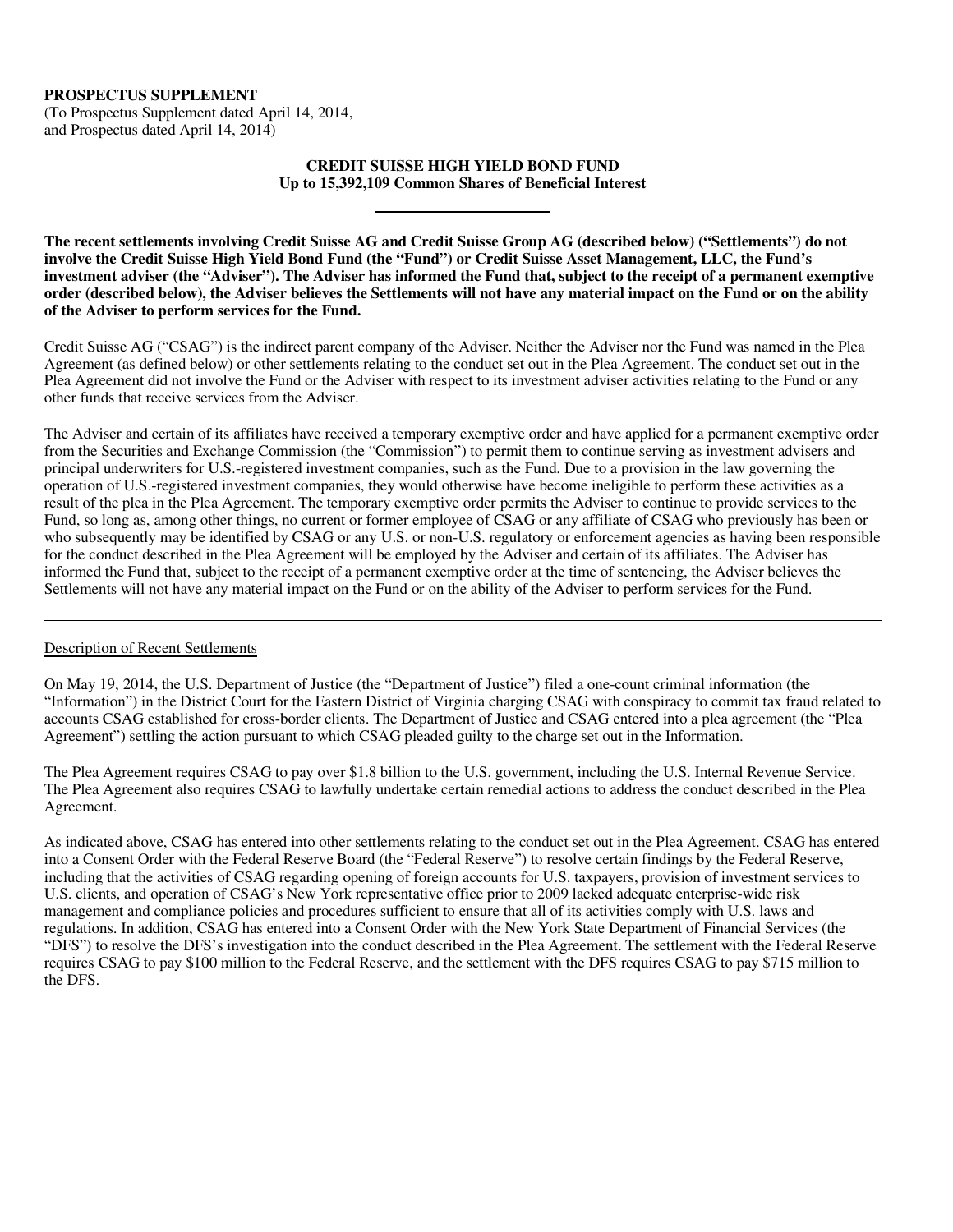**PROSPECTUS SUPPLEMENT**
(To Prospectus Supplement dated April 14, 2014,
and Prospectus dated April 14, 2014)

**CREDIT SUISSE HIGH YIELD BOND FUND**
**Up to 15,392,109 Common Shares of Beneficial Interest**

---

**The recent settlements involving Credit Suisse AG and Credit Suisse Group AG (described below) ("Settlements") do not involve the Credit Suisse High Yield Bond Fund (the "Fund") or Credit Suisse Asset Management, LLC, the Fund's investment adviser (the "Adviser"). The Adviser has informed the Fund that, subject to the receipt of a permanent exemptive order (described below), the Adviser believes the Settlements will not have any material impact on the Fund or on the ability of the Adviser to perform services for the Fund.**

Credit Suisse AG ("CSAG") is the indirect parent company of the Adviser. Neither the Adviser nor the Fund was named in the Plea Agreement (as defined below) or other settlements relating to the conduct set out in the Plea Agreement. The conduct set out in the Plea Agreement did not involve the Fund or the Adviser with respect to its investment adviser activities relating to the Fund or any other funds that receive services from the Adviser.

The Adviser and certain of its affiliates have received a temporary exemptive order and have applied for a permanent exemptive order from the Securities and Exchange Commission (the "Commission") to permit them to continue serving as investment advisers and principal underwriters for U.S.-registered investment companies, such as the Fund. Due to a provision in the law governing the operation of U.S.-registered investment companies, they would otherwise have become ineligible to perform these activities as a result of the plea in the Plea Agreement. The temporary exemptive order permits the Adviser to continue to provide services to the Fund, so long as, among other things, no current or former employee of CSAG or any affiliate of CSAG who previously has been or who subsequently may be identified by CSAG or any U.S. or non-U.S. regulatory or enforcement agencies as having been responsible for the conduct described in the Plea Agreement will be employed by the Adviser and certain of its affiliates. The Adviser has informed the Fund that, subject to the receipt of a permanent exemptive order at the time of sentencing, the Adviser believes the Settlements will not have any material impact on the Fund or on the ability of the Adviser to perform services for the Fund.

---

Description of Recent Settlements

On May 19, 2014, the U.S. Department of Justice (the "Department of Justice") filed a one-count criminal information (the "Information") in the District Court for the Eastern District of Virginia charging CSAG with conspiracy to commit tax fraud related to accounts CSAG established for cross-border clients. The Department of Justice and CSAG entered into a plea agreement (the "Plea Agreement") settling the action pursuant to which CSAG pleaded guilty to the charge set out in the Information.

The Plea Agreement requires CSAG to pay over $1.8 billion to the U.S. government, including the U.S. Internal Revenue Service. The Plea Agreement also requires CSAG to lawfully undertake certain remedial actions to address the conduct described in the Plea Agreement.

As indicated above, CSAG has entered into other settlements relating to the conduct set out in the Plea Agreement. CSAG has entered into a Consent Order with the Federal Reserve Board (the "Federal Reserve") to resolve certain findings by the Federal Reserve, including that the activities of CSAG regarding opening of foreign accounts for U.S. taxpayers, provision of investment services to U.S. clients, and operation of CSAG's New York representative office prior to 2009 lacked adequate enterprise-wide risk management and compliance policies and procedures sufficient to ensure that all of its activities comply with U.S. laws and regulations. In addition, CSAG has entered into a Consent Order with the New York State Department of Financial Services (the "DFS") to resolve the DFS's investigation into the conduct described in the Plea Agreement. The settlement with the Federal Reserve requires CSAG to pay $100 million to the Federal Reserve, and the settlement with the DFS requires CSAG to pay $715 million to the DFS.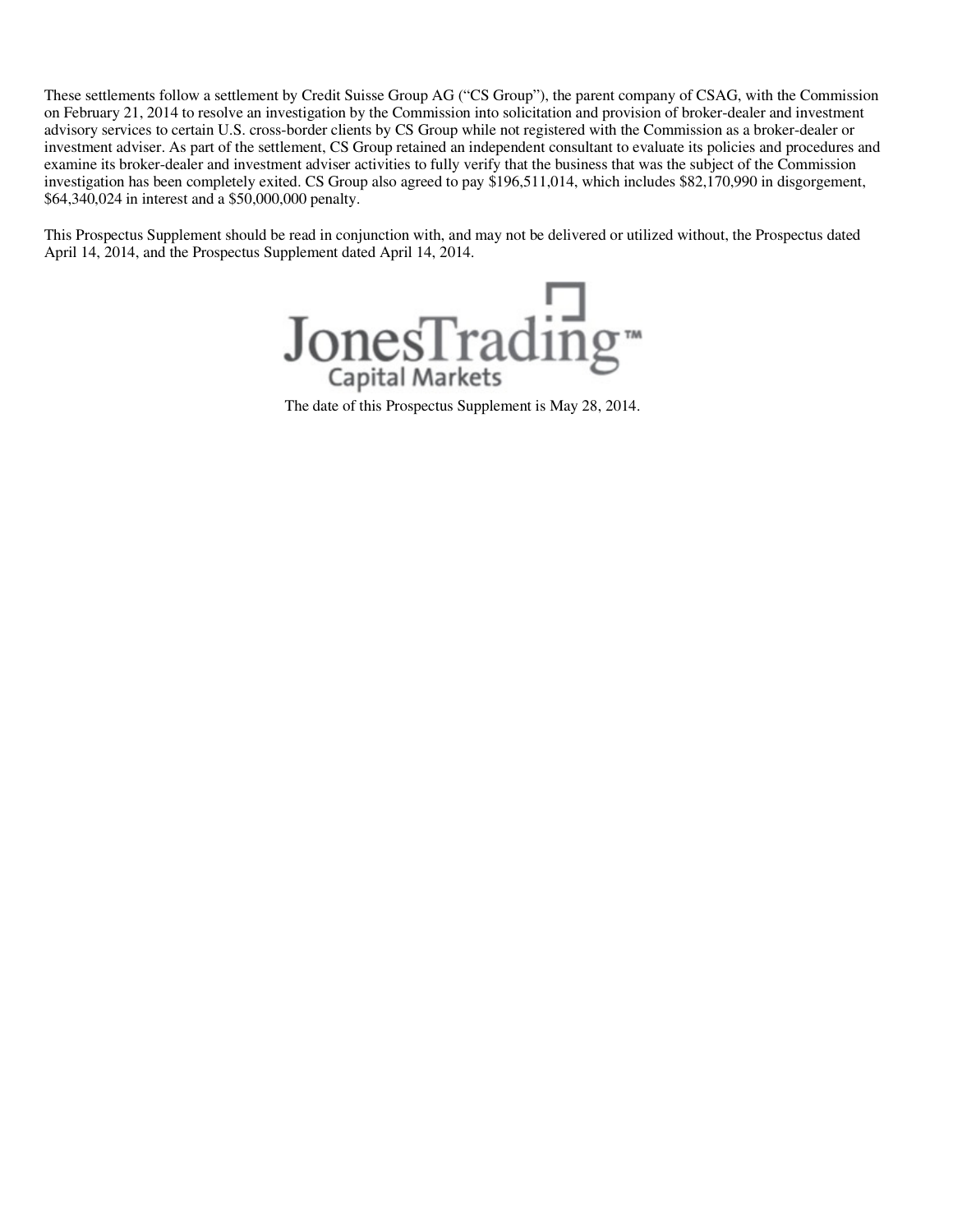These settlements follow a settlement by Credit Suisse Group AG (“CS Group”), the parent company of CSAG, with the Commission on February 21, 2014 to resolve an investigation by the Commission into solicitation and provision of broker-dealer and investment advisory services to certain U.S. cross-border clients by CS Group while not registered with the Commission as a broker-dealer or investment adviser. As part of the settlement, CS Group retained an independent consultant to evaluate its policies and procedures and examine its broker-dealer and investment adviser activities to fully verify that the business that was the subject of the Commission investigation has been completely exited. CS Group also agreed to pay $196,511,014, which includes $82,170,990 in disgorgement, $64,340,024 in interest and a $50,000,000 penalty.

This Prospectus Supplement should be read in conjunction with, and may not be delivered or utilized without, the Prospectus dated April 14, 2014, and the Prospectus Supplement dated April 14, 2014.

JonesTrading™
Capital Markets

The date of this Prospectus Supplement is May 28, 2014.